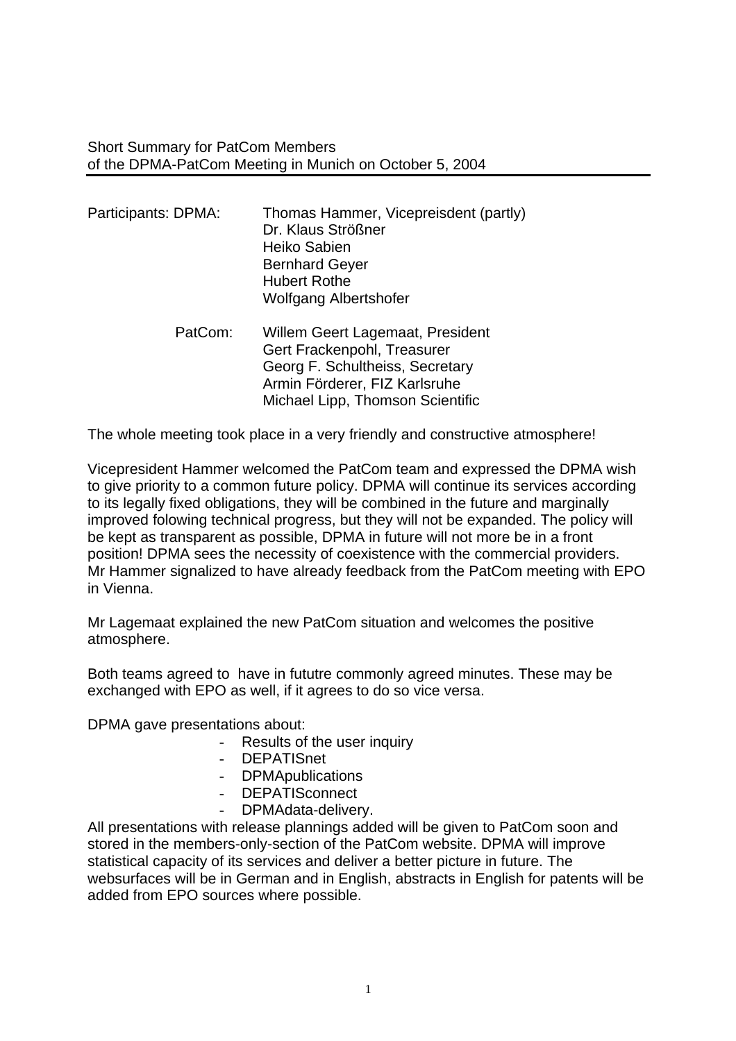Short Summary for PatCom Members
of the DPMA-PatCom Meeting in Munich on October 5, 2004

---

Participants: DPMA: Thomas Hammer, Vicepreisdent (partly)
Dr. Klaus Strößner
Heiko Sabien
Bernhard Geyer
Hubert Rothe
Wolfgang Albertshofer

PatCom: Willem Geert Lagemaat, President
Gert Frackenpohl, Treasurer
Georg F. Schultheiss, Secretary
Armin Förderer, FIZ Karlsruhe
Michael Lipp, Thomson Scientific

The whole meeting took place in a very friendly and constructive atmosphere!

Vicepresident Hammer welcomed the PatCom team and expressed the DPMA wish to give priority to a common future policy. DPMA will continue its services according to its legally fixed obligations, they will be combined in the future and marginally improved folowing technical progress, but they will not be expanded. The policy will be kept as transparent as possible, DPMA in future will not more be in a front position! DPMA sees the necessity of coexistence with the commercial providers. Mr Hammer signalized to have already feedback from the PatCom meeting with EPO in Vienna.

Mr Lagemaat explained the new PatCom situation and welcomes the positive atmosphere.

Both teams agreed to have in fututre commonly agreed minutes. These may be exchanged with EPO as well, if it agrees to do so vice versa.

DPMA gave presentations about:

- Results of the user inquiry
- DEPATISnet
- DPMApublications
- DEPATISconnect
- DPMAdata-delivery.

All presentations with release plannings added will be given to PatCom soon and stored in the members-only-section of the PatCom website. DPMA will improve statistical capacity of its services and deliver a better picture in future. The websurfaces will be in German and in English, abstracts in English for patents will be added from EPO sources where possible.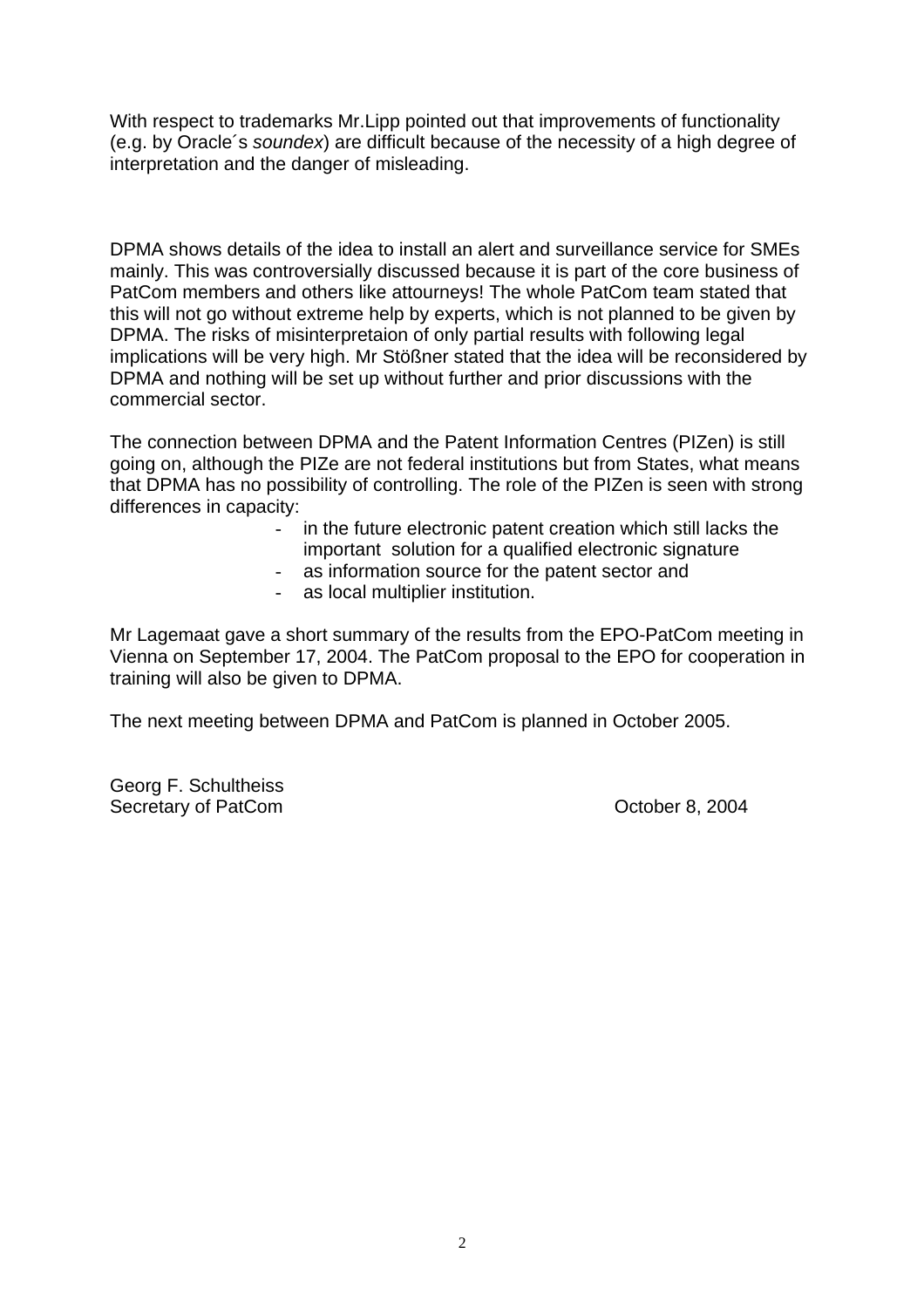With respect to trademarks Mr.Lipp pointed out that improvements of functionality (e.g. by Oracle´s *soundex*) are difficult because of the necessity of a high degree of interpretation and the danger of misleading.

DPMA shows details of the idea to install an alert and surveillance service for SMEs mainly. This was controversially discussed because it is part of the core business of PatCom members and others like attourneys! The whole PatCom team stated that this will not go without extreme help by experts, which is not planned to be given by DPMA. The risks of misinterpretaion of only partial results with following legal implications will be very high. Mr Stößner stated that the idea will be reconsidered by DPMA and nothing will be set up without further and prior discussions with the commercial sector.

The connection between DPMA and the Patent Information Centres (PIZen) is still going on, although the PIZe are not federal institutions but from States, what means that DPMA has no possibility of controlling. The role of the PIZen is seen with strong differences in capacity:

- in the future electronic patent creation which still lacks the important solution for a qualified electronic signature
- as information source for the patent sector and
- as local multiplier institution.

Mr Lagemaat gave a short summary of the results from the EPO-PatCom meeting in Vienna on September 17, 2004. The PatCom proposal to the EPO for cooperation in training will also be given to DPMA.

The next meeting between DPMA and PatCom is planned in October 2005.

Georg F. Schultheiss
Secretary of PatCom

October 8, 2004